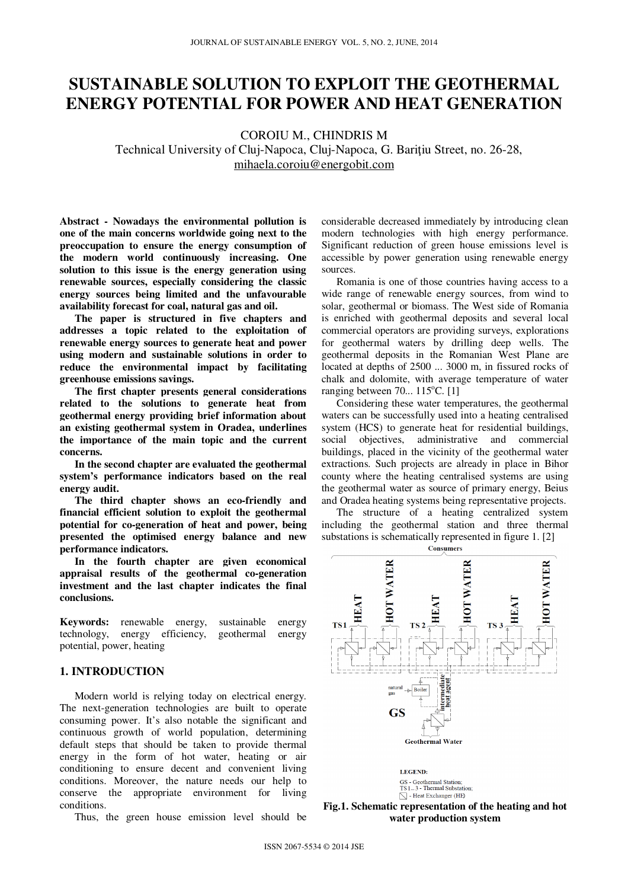# SUSTAINABLE SOLUTION TO EXPLOIT THE GEOTHERMAL ENERGY POTENTIAL FOR POWER AND HEAT GENERATION

COROIU M., CHINDRIS M

Technical University of Cluj-Napoca, Cluj-Napoca, G. Bariţiu Street, no. 26-28, mihaela.coroiu@energobit.com

**Abstract - Nowadays the environmental pollution is one of the main concerns worldwide going next to the preoccupation to ensure the energy consumption of the modern world continuously increasing. One solution to this issue is the energy generation using renewable sources, especially considering the classic energy sources being limited and the unfavourable availability forecast for coal, natural gas and oil.**

**The paper is structured in five chapters and addresses a topic related to the exploitation of renewable energy sources to generate heat and power using modern and sustainable solutions in order to reduce the environmental impact by facilitating greenhouse emissions savings.**

**The first chapter presents general considerations related to the solutions to generate heat from geothermal energy providing brief information about an existing geothermal system in Oradea, underlines the importance of the main topic and the current concerns.**

**In the second chapter are evaluated the geothermal system's performance indicators based on the real energy audit.**

**The third chapter shows an eco-friendly and financial efficient solution to exploit the geothermal potential for co-generation of heat and power, being presented the optimised energy balance and new performance indicators.**

**In the fourth chapter are given economical appraisal results of the geothermal co-generation investment and the last chapter indicates the final conclusions.**

**Keywords:** renewable energy, sustainable energy technology, energy efficiency, geothermal energy potential, power, heating

## 1. INTRODUCTION

Modern world is relying today on electrical energy. The next-generation technologies are built to operate consuming power. It's also notable the significant and continuous growth of world population, determining default steps that should be taken to provide thermal energy in the form of hot water, heating or air conditioning to ensure decent and convenient living conditions. Moreover, the nature needs our help to conserve the appropriate environment for living conditions.

Thus, the green house emission level should be considerable decreased immediately by introducing clean modern technologies with high energy performance. Significant reduction of green house emissions level is accessible by power generation using renewable energy sources.

Romania is one of those countries having access to a wide range of renewable energy sources, from wind to solar, geothermal or biomass. The West side of Romania is enriched with geothermal deposits and several local commercial operators are providing surveys, explorations for geothermal waters by drilling deep wells. The geothermal deposits in the Romanian West Plane are located at depths of 2500 ... 3000 m, in fissured rocks of chalk and dolomite, with average temperature of water ranging between 70... 115$^{o}$C. [1]

Considering these water temperatures, the geothermal waters can be successfully used into a heating centralised system (HCS) to generate heat for residential buildings, social objectives, administrative and commercial buildings, placed in the vicinity of the geothermal water extractions. Such projects are already in place in Bihor county where the heating centralised systems are using the geothermal water as source of primary energy, Beius and Oradea heating systems being representative projects.

The structure of a heating centralized system including the geothermal station and three thermal substations is schematically represented in figure 1. [2]

**Fig.1. Schematic representation of the heating and hot water production system**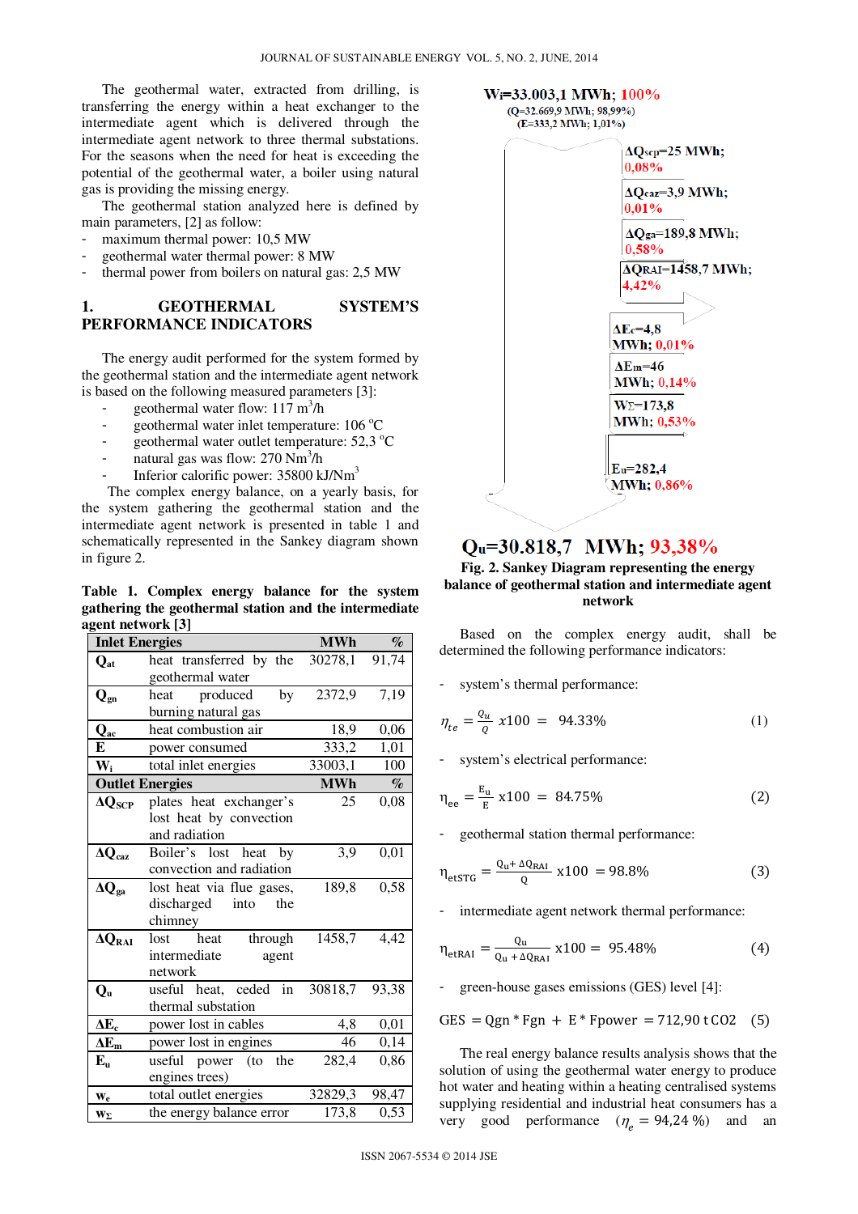The geothermal water, extracted from drilling, is transferring the energy within a heat exchanger to the intermediate agent which is delivered through the intermediate agent network to three thermal substations. For the seasons when the need for heat is exceeding the potential of the geothermal water, a boiler using natural gas is providing the missing energy.

The geothermal station analyzed here is defined by main parameters, [2] as follow:

- maximum thermal power: 10,5 MW
- geothermal water thermal power: 8 MW
- thermal power from boilers on natural gas: 2,5 MW

## 1. GEOTHERMAL SYSTEM'S PERFORMANCE INDICATORS

The energy audit performed for the system formed by the geothermal station and the intermediate agent network is based on the following measured parameters [3]:

- geothermal water flow: 117 $m^3/h$
- geothermal water inlet temperature: 106 $^oC$
- geothermal water outlet temperature: 52,3 $^oC$
- natural gas was flow: 270 $Nm^3/h$
- Inferior calorific power: 35800 $kJ/Nm^3$

The complex energy balance, on a yearly basis, for the system gathering the geothermal station and the intermediate agent network is presented in table 1 and schematically represented in the Sankey diagram shown in figure 2.

**Table 1. Complex energy balance for the system gathering the geothermal station and the intermediate agent network [3]**

| **Inlet Energies** | | **MWh** | **%** |
|---|---|---|---|
| $Q_{at}$ | heat transferred by the geothermal water | 30278,1 | 91,74 |
| $Q_{gn}$ | heat produced by burning natural gas | 2372,9 | 7,19 |
| $Q_{ac}$ | heat combustion air | 18,9 | 0,06 |
| E | power consumed | 333,2 | 1,01 |
| $W_i$ | total inlet energies | 33003,1 | 100 |
| **Outlet Energies** | | **MWh** | **%** |
| $\Delta Q_{SCP}$ | plates heat exchanger's lost heat by convection and radiation | 25 | 0,08 |
| $\Delta Q_{caz}$ | Boiler's lost heat by convection and radiation | 3,9 | 0,01 |
| $\Delta Q_{ga}$ | lost heat via flue gases, discharged into the chimney | 189,8 | 0,58 |
| $\Delta Q_{RAI}$ | lost heat through intermediate agent network | 1458,7 | 4,42 |
| $Q_u$ | useful heat, ceded in thermal substation | 30818,7 | 93,38 |
| $\Delta E_c$ | power lost in cables | 4,8 | 0,01 |
| $\Delta E_m$ | power lost in engines | 46 | 0,14 |
| $E_u$ | useful power (to the engines trees) | 282,4 | 0,86 |
| $W_e$ | total outlet energies | 32829,3 | 98,47 |
| $W_\Sigma$ | the energy balance error | 173,8 | 0,53 |

$W_i$=33.003,1 MWh; 100%
($Q$=32.669,9 MWh; 98,99%)
($E$=333,2 MWh; 1,01%)

$\Delta Q_{scp}$=25 MWh; 0,08%
$\Delta Q_{caz}$=3,9 MWh; 0,01%
$\Delta Q_{ga}$=189,8 MWh; 0,58%
$\Delta Q_{RAI}$=1458,7 MWh; 4,42%
$\Delta E_c$=4,8 MWh; 0,01%
$\Delta E_m$=46 MWh; 0,14%
$W_\Sigma$=173,8 MWh; 0,53%
$E_u$=282,4 MWh; 0,86%

$Q_u$=30.818,7 MWh; 93,38%

**Fig. 2. Sankey Diagram representing the energy balance of geothermal station and intermediate agent network**

Based on the complex energy audit, shall be determined the following performance indicators:

- system's thermal performance:

$$\eta_{te} = \frac{Q_u}{Q} x100 = 94.33\% \tag{1}$$

- system's electrical performance:

$$\eta_{ee} = \frac{E_u}{E} x100 = 84.75\% \tag{2}$$

- geothermal station thermal performance:

$$\eta_{etSTG} = \frac{Q_u + \Delta Q_{RAI}}{Q} x100 = 98.8\% \tag{3}$$

- intermediate agent network thermal performance:

$$\eta_{etRAI} = \frac{Q_u}{Q_u + \Delta Q_{RAI}} x100 = 95.48\% \tag{4}$$

- green-house gases emissions (GES) level [4]:

$$GES = Qgn * Fgn + E * Fpower = 712{,}90\ t\,CO2 \tag{5}$$

The real energy balance results analysis shows that the solution of using the geothermal water energy to produce hot water and heating within a heating centralised systems supplying residential and industrial heat consumers has a very good performance ($\eta_e = 94{,}24\ \%$) and an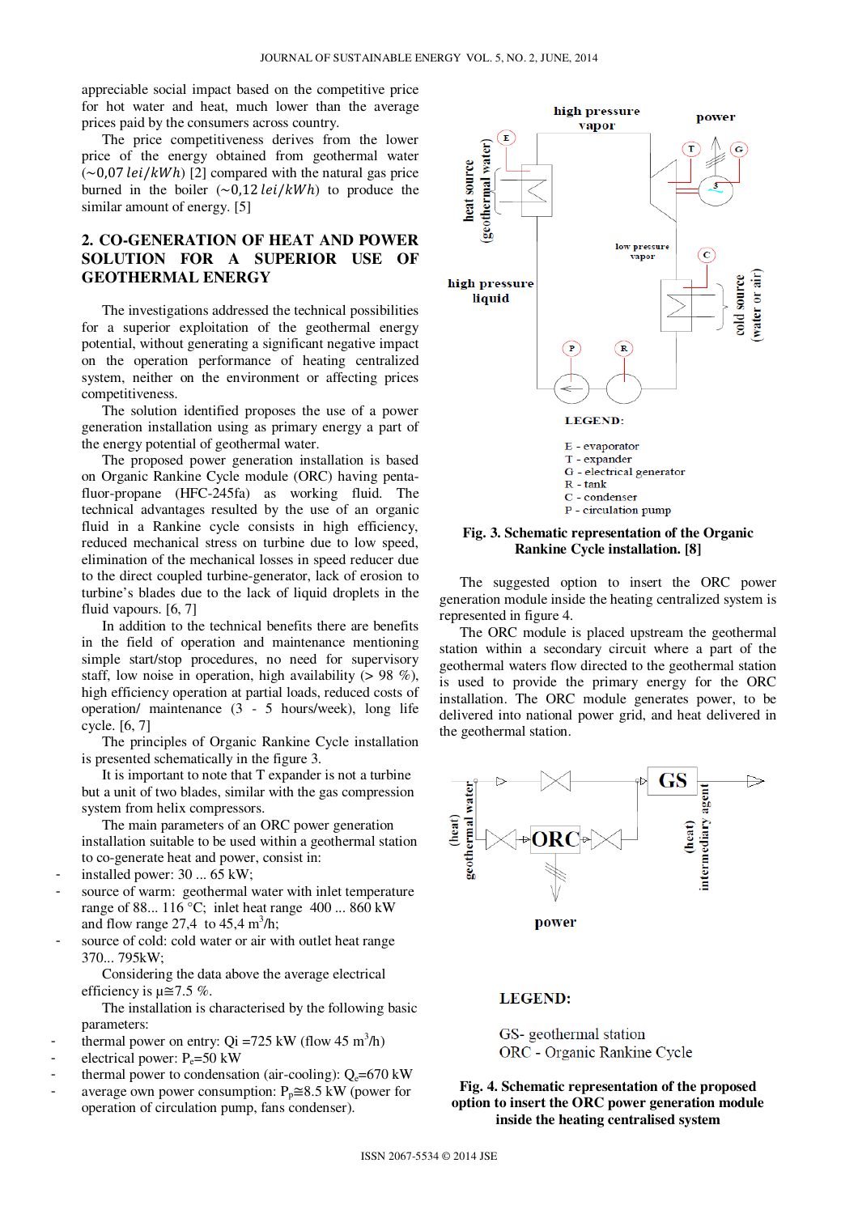appreciable social impact based on the competitive price for hot water and heat, much lower than the average prices paid by the consumers across country.

The price competitiveness derives from the lower price of the energy obtained from geothermal water ($\sim 0{,}07\ lei/kWh$) [2] compared with the natural gas price burned in the boiler ($\sim 0{,}12\ lei/kWh$) to produce the similar amount of energy. [5]

## 2. CO-GENERATION OF HEAT AND POWER SOLUTION FOR A SUPERIOR USE OF GEOTHERMAL ENERGY

The investigations addressed the technical possibilities for a superior exploitation of the geothermal energy potential, without generating a significant negative impact on the operation performance of heating centralized system, neither on the environment or affecting prices competitiveness.

The solution identified proposes the use of a power generation installation using as primary energy a part of the energy potential of geothermal water.

The proposed power generation installation is based on Organic Rankine Cycle module (ORC) having penta-fluor-propane (HFC-245fa) as working fluid. The technical advantages resulted by the use of an organic fluid in a Rankine cycle consists in high efficiency, reduced mechanical stress on turbine due to low speed, elimination of the mechanical losses in speed reducer due to the direct coupled turbine-generator, lack of erosion to turbine's blades due to the lack of liquid droplets in the fluid vapours. [6, 7]

In addition to the technical benefits there are benefits in the field of operation and maintenance mentioning simple start/stop procedures, no need for supervisory staff, low noise in operation, high availability (> 98 %), high efficiency operation at partial loads, reduced costs of operation/ maintenance (3 - 5 hours/week), long life cycle. [6, 7]

The principles of Organic Rankine Cycle installation is presented schematically in the figure 3.

It is important to note that T expander is not a turbine but a unit of two blades, similar with the gas compression system from helix compressors.

The main parameters of an ORC power generation installation suitable to be used within a geothermal station to co-generate heat and power, consist in:

- installed power: 30 ... 65 kW;
- source of warm: geothermal water with inlet temperature range of 88... 116 °C; inlet heat range 400 ... 860 kW and flow range 27,4 to 45,4 $m^3/h$;
- source of cold: cold water or air with outlet heat range 370... 795kW;

Considering the data above the average electrical efficiency is $\mu \cong 7.5$ %.

The installation is characterised by the following basic parameters:

- thermal power on entry: Qi =725 kW (flow 45 $m^3/h$)
- electrical power: $P_e$=50 kW
- thermal power to condensation (air-cooling): $Q_c$=670 kW
- average own power consumption: $P_p \cong 8.5$ kW (power for operation of circulation pump, fans condenser).

LEGEND:

E - evaporator
T - expander
G - electrical generator
R - tank
C - condenser
P - circulation pump

**Fig. 3. Schematic representation of the Organic Rankine Cycle installation. [8]**

The suggested option to insert the ORC power generation module inside the heating centralized system is represented in figure 4.

The ORC module is placed upstream the geothermal station within a secondary circuit where a part of the geothermal waters flow directed to the geothermal station is used to provide the primary energy for the ORC installation. The ORC module generates power, to be delivered into national power grid, and heat delivered in the geothermal station.

LEGEND:

GS- geothermal station
ORC - Organic Rankine Cycle

**Fig. 4. Schematic representation of the proposed option to insert the ORC power generation module inside the heating centralised system**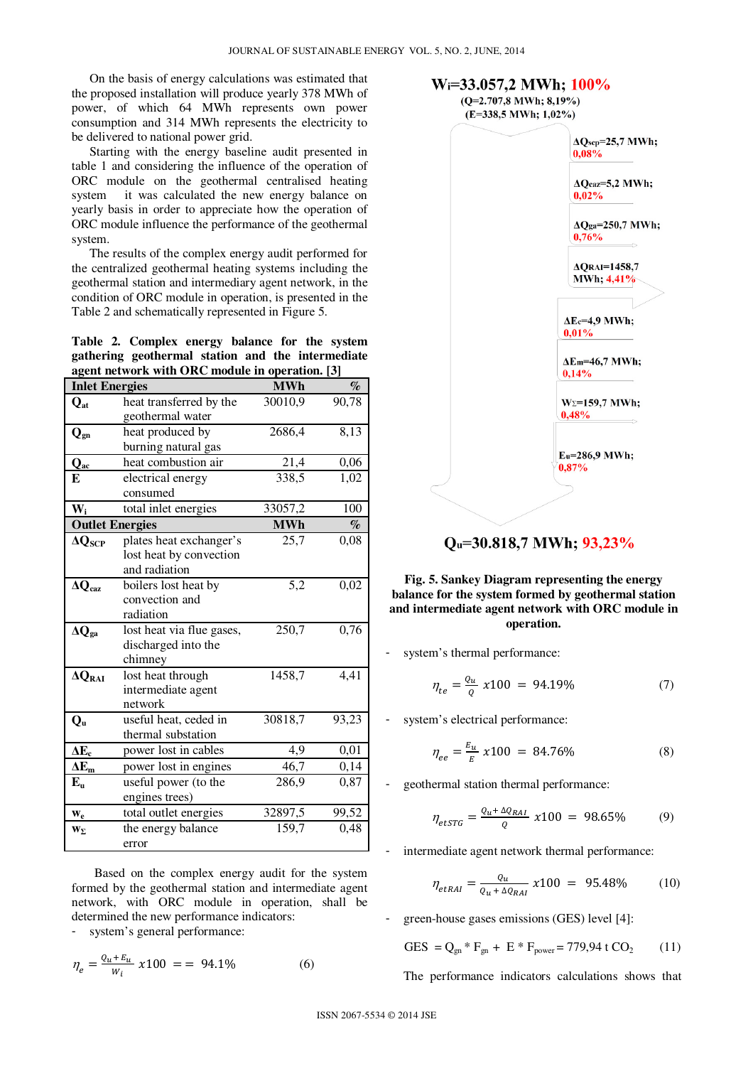On the basis of energy calculations was estimated that the proposed installation will produce yearly 378 MWh of power, of which 64 MWh represents own power consumption and 314 MWh represents the electricity to be delivered to national power grid.

Starting with the energy baseline audit presented in table 1 and considering the influence of the operation of ORC module on the geothermal centralised heating system it was calculated the new energy balance on yearly basis in order to appreciate how the operation of ORC module influence the performance of the geothermal system.

The results of the complex energy audit performed for the centralized geothermal heating systems including the geothermal station and intermediary agent network, in the condition of ORC module in operation, is presented in the Table 2 and schematically represented in Figure 5.

**Table 2. Complex energy balance for the system gathering geothermal station and the intermediate agent network with ORC module in operation. [3]**

| **Inlet Energies** | | **MWh** | **%** |
|---|---|---|---|
| $Q_{at}$ | heat transferred by the geothermal water | 30010,9 | 90,78 |
| $Q_{gn}$ | heat produced by burning natural gas | 2686,4 | 8,13 |
| $Q_{ac}$ | heat combustion air | 21,4 | 0,06 |
| **E** | electrical energy consumed | 338,5 | 1,02 |
| $W_i$ | total inlet energies | 33057,2 | 100 |
| **Outlet Energies** | | **MWh** | **%** |
| $\Delta Q_{SCP}$ | plates heat exchanger's lost heat by convection and radiation | 25,7 | 0,08 |
| $\Delta Q_{caz}$ | boilers lost heat by convection and radiation | 5,2 | 0,02 |
| $\Delta Q_{ga}$ | lost heat via flue gases, discharged into the chimney | 250,7 | 0,76 |
| $\Delta Q_{RAI}$ | lost heat through intermediate agent network | 1458,7 | 4,41 |
| $Q_u$ | useful heat, ceded in thermal substation | 30818,7 | 93,23 |
| $\Delta E_c$ | power lost in cables | 4,9 | 0,01 |
| $\Delta E_m$ | power lost in engines | 46,7 | 0,14 |
| $E_u$ | useful power (to the engines trees) | 286,9 | 0,87 |
| $w_e$ | total outlet energies | 32897,5 | 99,52 |
| $W_\Sigma$ | the energy balance error | 159,7 | 0,48 |

Based on the complex energy audit for the system formed by the geothermal station and intermediate agent network, with ORC module in operation, shall be determined the new performance indicators:

- system's general performance:

$$\eta_e = \frac{Q_u + E_u}{W_i} x100 == 94.1\% \qquad (6)$$

$W_i$=33.057,2 MWh; 100%
(Q=2.707,8 MWh; 8,19%)
(E=338,5 MWh; 1,02%)

$\Delta Q_{scp}$=25,7 MWh; 0,08%
$\Delta Q_{caz}$=5,2 MWh; 0,02%
$\Delta Q_{ga}$=250,7 MWh; 0,76%
$\Delta Q_{RAI}$=1458,7 MWh; 4,41%
$\Delta E_c$=4,9 MWh; 0,01%
$\Delta E_m$=46,7 MWh; 0,14%
$W_\Sigma$=159,7 MWh; 0,48%
$E_u$=286,9 MWh; 0,87%

$Q_u$=30.818,7 MWh; 93,23%

**Fig. 5. Sankey Diagram representing the energy balance for the system formed by geothermal station and intermediate agent network with ORC module in operation.**

- system's thermal performance:

$$\eta_{te} = \frac{Q_u}{Q} x100 = 94.19\% \qquad (7)$$

- system's electrical performance:

$$\eta_{ee} = \frac{E_u}{E} x100 = 84.76\% \qquad (8)$$

- geothermal station thermal performance:

$$\eta_{etSTG} = \frac{Q_u + \Delta Q_{RAI}}{Q} x100 = 98.65\% \qquad (9)$$

- intermediate agent network thermal performance:

$$\eta_{etRAI} = \frac{Q_u}{Q_u + \Delta Q_{RAI}} x100 = 95.48\% \qquad (10)$$

- green-house gases emissions (GES) level [4]:

$$GES = Q_{gn} * F_{gn} + E * F_{power} = 779{,}94 \text{ t } CO_2 \qquad (11)$$

The performance indicators calculations shows that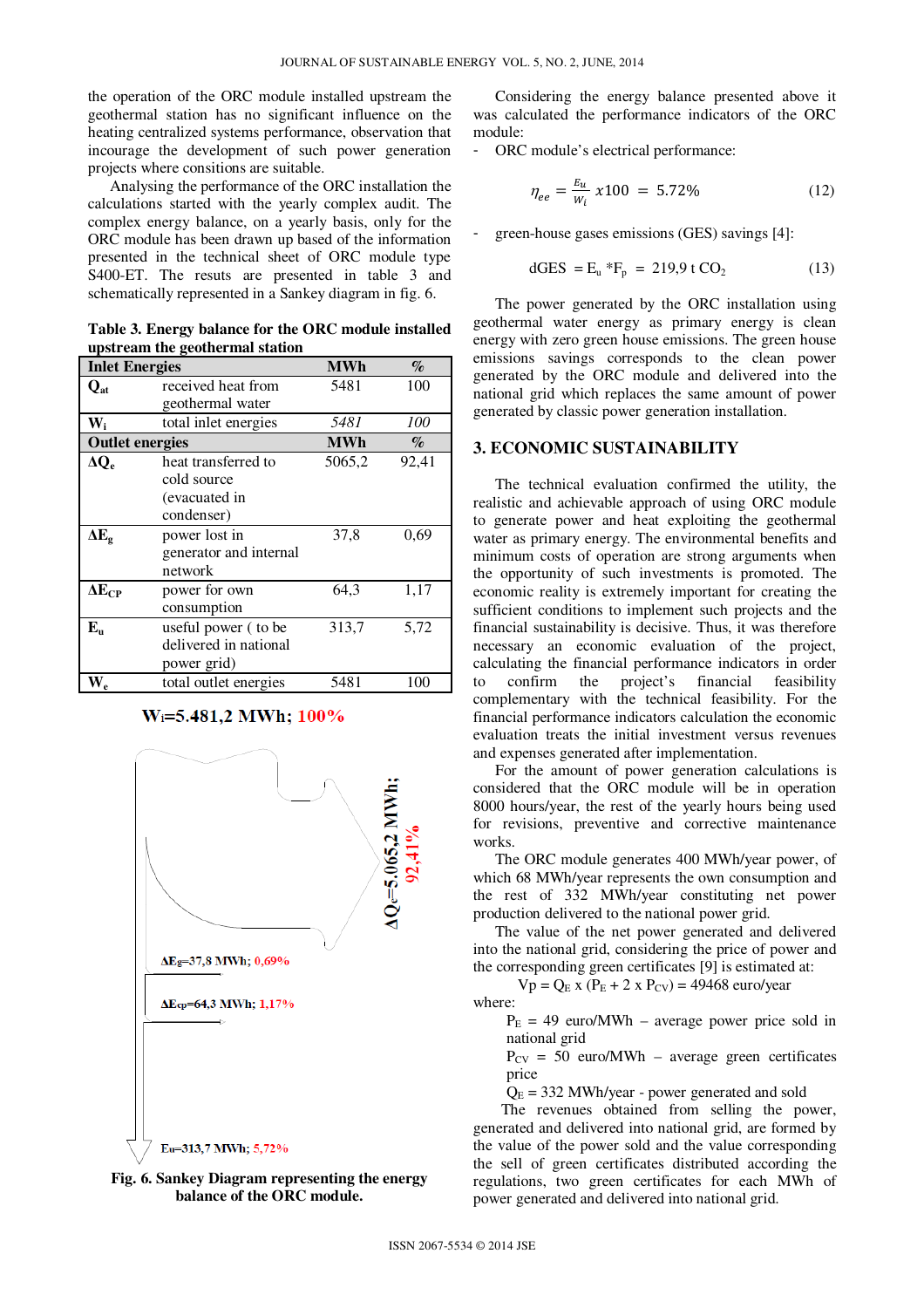the operation of the ORC module installed upstream the geothermal station has no significant influence on the heating centralized systems performance, observation that incourage the development of such power generation projects where consitions are suitable.

Analysing the performance of the ORC installation the calculations started with the yearly complex audit. The complex energy balance, on a yearly basis, only for the ORC module has been drawn up based of the information presented in the technical sheet of ORC module type S400-ET. The resuts are presented in table 3 and schematically represented in a Sankey diagram in fig. 6.

**Table 3. Energy balance for the ORC module installed upstream the geothermal station**

| **Inlet Energies** | | **MWh** | **%** |
|---|---|---|---|
| $Q_{at}$ | received heat from geothermal water | 5481 | 100 |
| $W_i$ | total inlet energies | *5481* | *100* |
| **Outlet energies** | | **MWh** | **%** |
| $\Delta Q_e$ | heat transferred to cold source (evacuated in condenser) | 5065,2 | 92,41 |
| $\Delta E_g$ | power lost in generator and internal network | 37,8 | 0,69 |
| $\Delta E_{CP}$ | power for own consumption | 64,3 | 1,17 |
| $E_u$ | useful power ( to be delivered in national power grid) | 313,7 | 5,72 |
| $W_e$ | total outlet energies | 5481 | 100 |

$W_i$=5.481,2 MWh; 100%

$\Delta Q_e$=5.065,2 MWh; 92,41%

$\Delta E_g$=37,8 MWh; 0,69%

$\Delta E_{cp}$=64,3 MWh; 1,17%

$E_u$=313,7 MWh; 5,72%

**Fig. 6. Sankey Diagram representing the energy balance of the ORC module.**

Considering the energy balance presented above it was calculated the performance indicators of the ORC module:

- ORC module's electrical performance:

$$\eta_{ee} = \frac{E_u}{W_i} x100 = 5.72\% \tag{12}$$

- green-house gases emissions (GES) savings [4]:

$$\text{dGES} = E_u * F_p = 219{,}9 \text{ t } CO_2 \tag{13}$$

The power generated by the ORC installation using geothermal water energy as primary energy is clean energy with zero green house emissions. The green house emissions savings corresponds to the clean power generated by the ORC module and delivered into the national grid which replaces the same amount of power generated by classic power generation installation.

## 3. ECONOMIC SUSTAINABILITY

The technical evaluation confirmed the utility, the realistic and achievable approach of using ORC module to generate power and heat exploiting the geothermal water as primary energy. The environmental benefits and minimum costs of operation are strong arguments when the opportunity of such investments is promoted. The economic reality is extremely important for creating the sufficient conditions to implement such projects and the financial sustainability is decisive. Thus, it was therefore necessary an economic evaluation of the project, calculating the financial performance indicators in order to confirm the project's financial feasibility complementary with the technical feasibility. For the financial performance indicators calculation the economic evaluation treats the initial investment versus revenues and expenses generated after implementation.

For the amount of power generation calculations is considered that the ORC module will be in operation 8000 hours/year, the rest of the yearly hours being used for revisions, preventive and corrective maintenance works.

The ORC module generates 400 MWh/year power, of which 68 MWh/year represents the own consumption and the rest of 332 MWh/year constituting net power production delivered to the national power grid.

The value of the net power generated and delivered into the national grid, considering the price of power and the corresponding green certificates [9] is estimated at:

$$Vp = Q_E \text{ x } (P_E + 2 \text{ x } P_{CV}) = 49468 \text{ euro/year}$$

where:

$P_E$ = 49 euro/MWh – average power price sold in national grid

$P_{CV}$ = 50 euro/MWh – average green certificates price

$Q_E$ = 332 MWh/year - power generated and sold

The revenues obtained from selling the power, generated and delivered into national grid, are formed by the value of the power sold and the value corresponding the sell of green certificates distributed according the regulations, two green certificates for each MWh of power generated and delivered into national grid.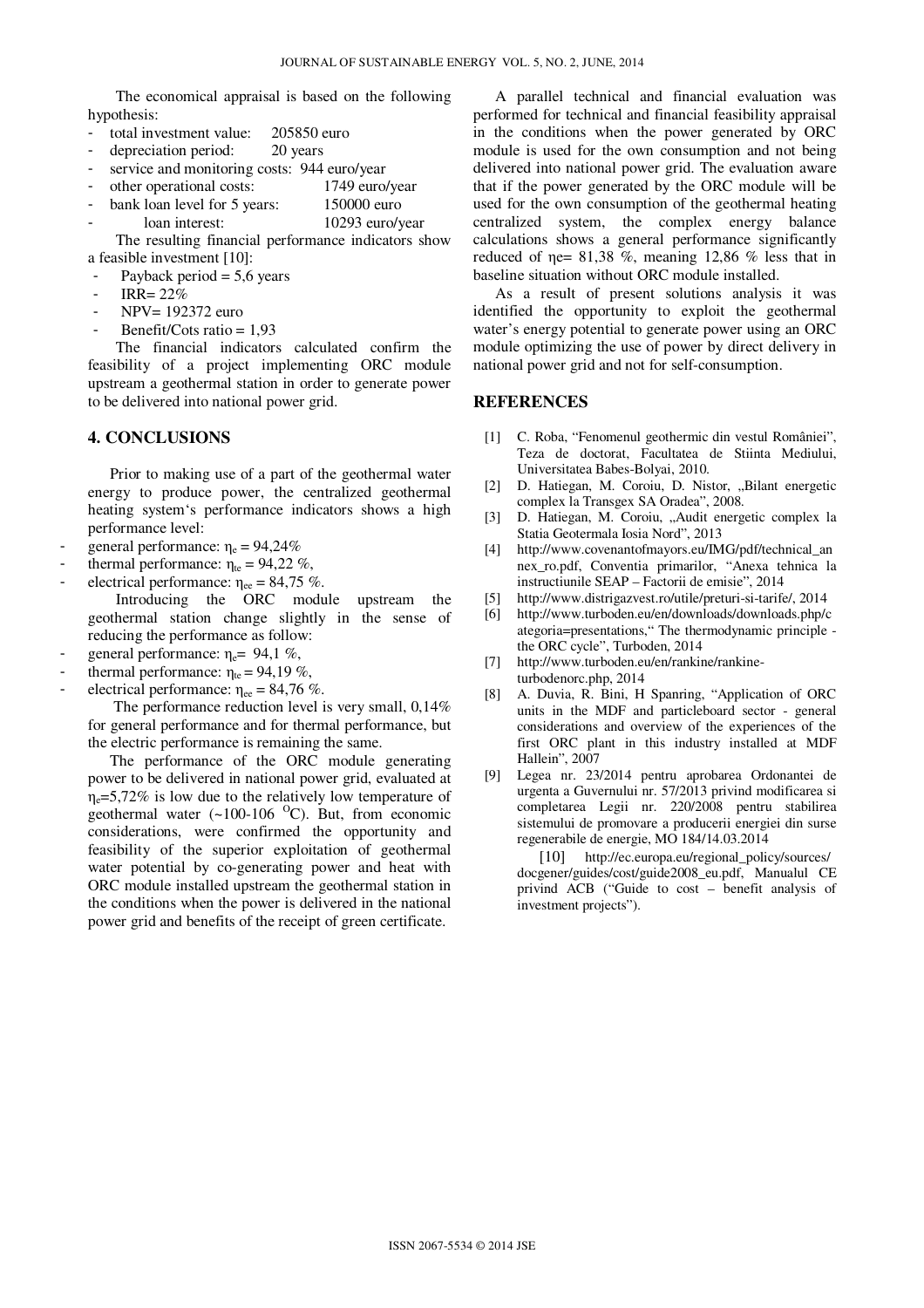The economical appraisal is based on the following hypothesis:

- total investment value: 205850 euro
- depreciation period: 20 years
- service and monitoring costs: 944 euro/year
- other operational costs: 1749 euro/year
- bank loan level for 5 years: 150000 euro
- loan interest: 10293 euro/year

The resulting financial performance indicators show a feasible investment [10]:

- Payback period = 5,6 years
- IRR= 22%
- NPV= 192372 euro
- Benefit/Cots ratio = 1,93

The financial indicators calculated confirm the feasibility of a project implementing ORC module upstream a geothermal station in order to generate power to be delivered into national power grid.

## 4. CONCLUSIONS

Prior to making use of a part of the geothermal water energy to produce power, the centralized geothermal heating system's performance indicators shows a high performance level:

- general performance: $\eta_e = 94{,}24\%$
- thermal performance: $\eta_{te} = 94{,}22\ \%$,
- electrical performance: $\eta_{ee} = 84{,}75\ \%$.

Introducing the ORC module upstream the geothermal station change slightly in the sense of reducing the performance as follow:

- general performance: $\eta_e = 94{,}1\ \%$,
- thermal performance: $\eta_{te} = 94{,}19\ \%$,
- electrical performance: $\eta_{ee} = 84{,}76\ \%$.

The performance reduction level is very small, 0,14% for general performance and for thermal performance, but the electric performance is remaining the same.

The performance of the ORC module generating power to be delivered in national power grid, evaluated at $\eta_e$=5,72% is low due to the relatively low temperature of geothermal water (~100-106 $^{O}$C). But, from economic considerations, were confirmed the opportunity and feasibility of the superior exploitation of geothermal water potential by co-generating power and heat with ORC module installed upstream the geothermal station in the conditions when the power is delivered in the national power grid and benefits of the receipt of green certificate.

A parallel technical and financial evaluation was performed for technical and financial feasibility appraisal in the conditions when the power generated by ORC module is used for the own consumption and not being delivered into national power grid. The evaluation aware that if the power generated by the ORC module will be used for the own consumption of the geothermal heating centralized system, the complex energy balance calculations shows a general performance significantly reduced of $\eta$e= 81,38 %, meaning 12,86 % less that in baseline situation without ORC module installed.

As a result of present solutions analysis it was identified the opportunity to exploit the geothermal water's energy potential to generate power using an ORC module optimizing the use of power by direct delivery in national power grid and not for self-consumption.

## REFERENCES

[1] C. Roba, "Fenomenul geothermic din vestul României", Teza de doctorat, Facultatea de Stiinta Mediului, Universitatea Babes-Bolyai, 2010.

[2] D. Hatiegan, M. Coroiu, D. Nistor, „Bilant energetic complex la Transgex SA Oradea", 2008.

[3] D. Hatiegan, M. Coroiu, „Audit energetic complex la Statia Geotermala Iosia Nord", 2013

[4] http://www.covenantofmayors.eu/IMG/pdf/technical_annex_ro.pdf, Conventia primarilor, "Anexa tehnica la instructiunile SEAP – Factorii de emisie", 2014

[5] http://www.distrigazvest.ro/utile/preturi-si-tarife/, 2014

[6] http://www.turboden.eu/en/downloads/downloads.php?categoria=presentations," The thermodynamic principle - the ORC cycle", Turboden, 2014

[7] http://www.turboden.eu/en/rankine/rankine-turbodenorc.php, 2014

[8] A. Duvia, R. Bini, H Spanring, "Application of ORC units in the MDF and particleboard sector - general considerations and overview of the experiences of the first ORC plant in this industry installed at MDF Hallein", 2007

[9] Legea nr. 23/2014 pentru aprobarea Ordonantei de urgenta a Guvernului nr. 57/2013 privind modificarea si completarea Legii nr. 220/2008 pentru stabilirea sistemului de promovare a producerii energiei din surse regenerabile de energie, MO 184/14.03.2014

[10] http://ec.europa.eu/regional_policy/sources/docgener/guides/cost/guide2008_eu.pdf, Manualul CE privind ACB ("Guide to cost – benefit analysis of investment projects").